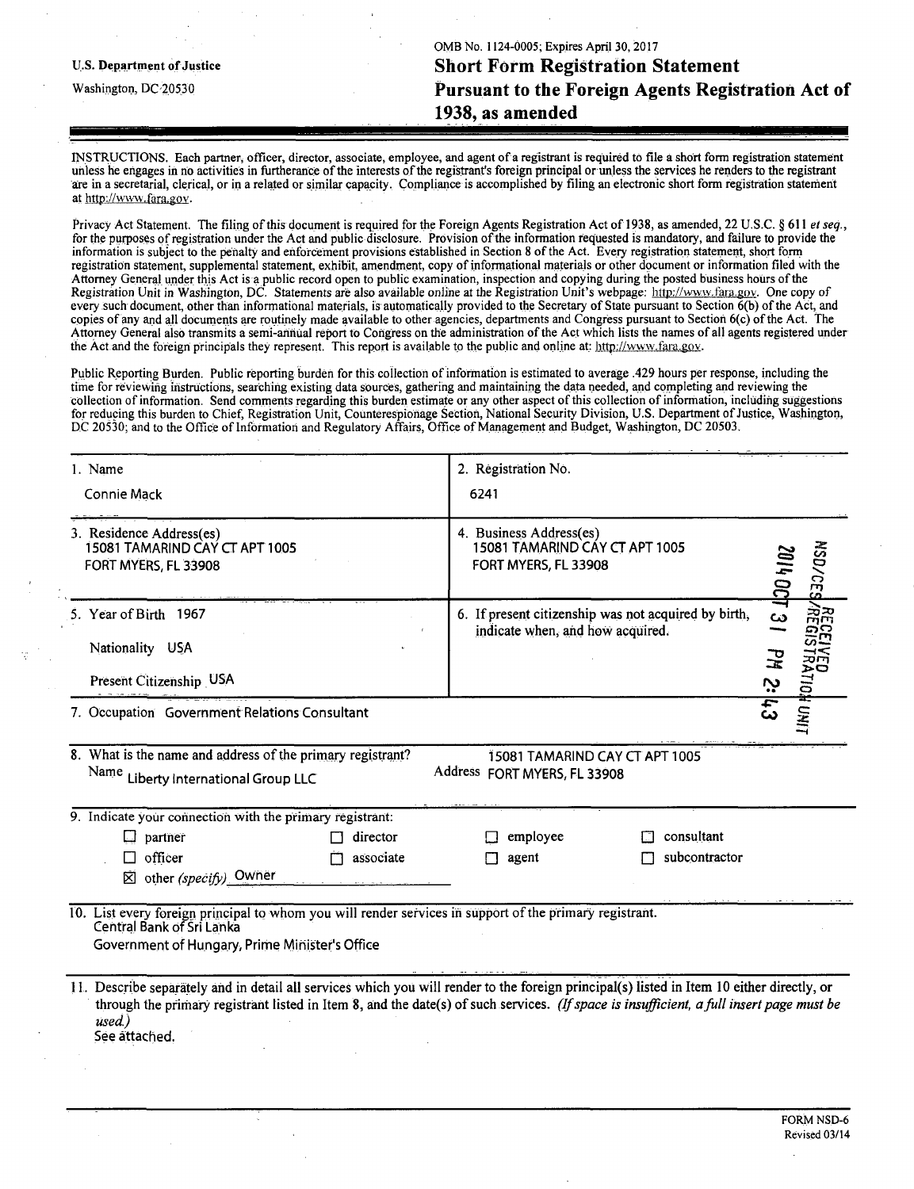U.S. Department of Justice

Washington, DC 20530

OMB No. 1124-0005; Expires April 30, 2017

# Short Form Registration Statement Pursuant to the Foreign Agents Registration Act of 1938, as amended

INSTRUCTIONS. Each partner, officer, director, associate, employee, and agent of a registrant is required to file a short form registration statement unless he engages in no activities in furtherance of the interests of the registrant's foreign principal or unless the services he renders to the registrant are in a secretarial, clerical, or in a related or similar capacity. Compliance is accomplished by filing an electronic short form registration statement at http://www.fara.gov.

Privacy Act Statement. The filing of this document is required for the Foreign Agents Registration Act of 1938, as amended, 22 U.S.C. § 611 *et seq.*, for the purposes of registration under the Act and public disclosure. Provision of the information requested is mandatory, and failure to provide the information is subject to the penalty and enforcement provisions established in Section 8 of the Act. Every registration statement, short form registration statement, supplemental statement, exhibit, amendment, copy of informational materials or other document or information filed with the Attorney General under this Act is a public record open to public examination, inspection and copying during the posted business hours of the Registration Unit in Washington, DC. Statements are also available online at the Registration Unit's webpage: http://www.fara.gov. One copy of every such document, other than informational materials, is automatically provided to the Secretary of State pursuant to Section 6(b) of the Act, and copies of any and all documents are routinely made available to other agencies, departments and Congress pursuant to Section 6(c) of the Act. The Attorney General also transmits a semi-annual report to Congress on the administration of the Act which lists the names of all agents registered under the Act and the foreign principals they represent. This report is available to the public and online at: http://www.fara.gov.

Public Reporting Burden. Public reporting burden for this collection of information is estimated to average .429 hours per response, including the time for reviewing instructions, searching existing data sources, gathering and maintaining the data needed, and completing and reviewing the collection of information. Send comments regarding this burden estimate or any other aspect of this collection of information, including suggestions for reducing this burden to Chief, Registration Unit, Counterespionage Section, National Security Division, U.S. Department of Justice, Washington, DC 20530; and to the Office of Information and Regulatory Affairs, Office of Management and Budget, Washington, DC 20503.

| | |
|---|---|
| 1. Name<br>Connie Mack | 2. Registration No.<br>6241 |
| 3. Residence Address(es)<br>15081 TAMARIND CAY CT APT 1005<br>FORT MYERS, FL 33908 | 4. Business Address(es)<br>15081 TAMARIND CAY CT APT 1005<br>FORT MYERS, FL 33908 |
| 5. Year of Birth 1967<br>Nationality USA<br>Present Citizenship USA | 6. If present citizenship was not acquired by birth, indicate when, and how acquired. |
| 7. Occupation Government Relations Consultant | |

NSD/CES/REGISTRATION UNIT 2014 OCT 31 PM 2:43 RECEIVED

8. What is the name and address of the primary registrant?
Name Liberty International Group LLC
Address 15081 TAMARIND CAY CT APT 1005 FORT MYERS, FL 33908

9. Indicate your connection with the primary registrant:

- ☐ partner
- ☐ director
- ☐ employee
- ☐ consultant
- ☐ officer
- ☐ associate
- ☐ agent
- ☐ subcontractor
- ☒ other *(specify)* Owner

10. List every foreign principal to whom you will render services in support of the primary registrant.
Central Bank of Sri Lanka
Government of Hungary, Prime Minister's Office

11. Describe separately and in detail all services which you will render to the foreign principal(s) listed in Item 10 either directly, or through the primary registrant listed in Item 8, and the date(s) of such services. *(If space is insufficient, a full insert page must be used.)*
See attached.

FORM NSD-6
Revised 03/14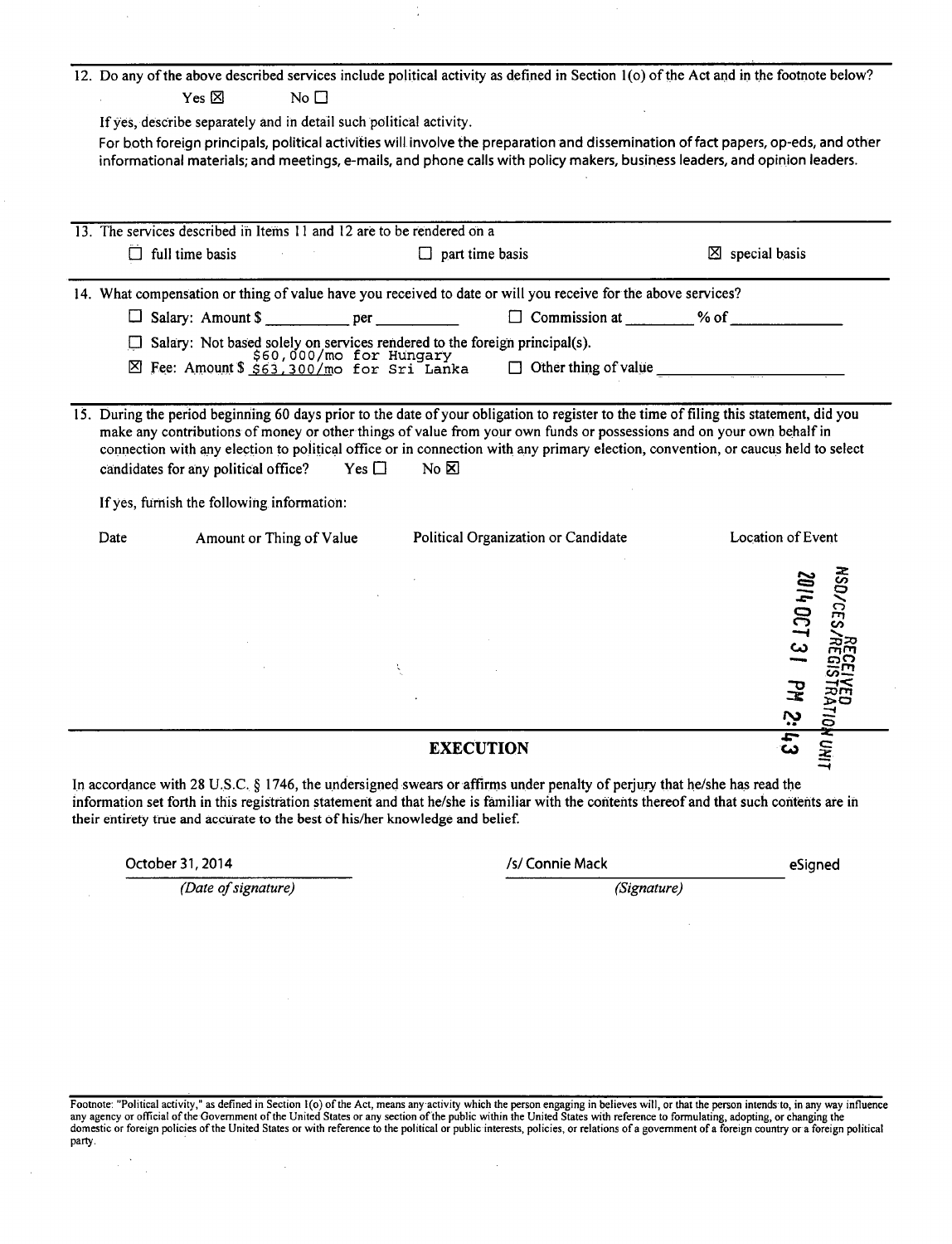12. Do any of the above described services include political activity as defined in Section 1(o) of the Act and in the footnote below?

Yes ☒ No ☐

If yes, describe separately and in detail such political activity.

For both foreign principals, political activities will involve the preparation and dissemination of fact papers, op-eds, and other informational materials; and meetings, e-mails, and phone calls with policy makers, business leaders, and opinion leaders.

13. The services described in Items 11 and 12 are to be rendered on a

☐ full time basis ☐ part time basis ☒ special basis

14. What compensation or thing of value have you received to date or will you receive for the above services?

☐ Salary: Amount $ __________ per __________ ☐ Commission at ________ % of ____________

☐ Salary: Not based solely on services rendered to the foreign principal(s).

☒ Fee: Amount $ $60,000/mo for Hungary $63,300/mo for Sri Lanka ☐ Other thing of value ____________

15. During the period beginning 60 days prior to the date of your obligation to register to the time of filing this statement, did you make any contributions of money or other things of value from your own funds or possessions and on your own behalf in connection with any election to political office or in connection with any primary election, convention, or caucus held to select candidates for any political office? Yes ☐ No ☒

If yes, furnish the following information:

| Date | Amount or Thing of Value | Political Organization or Candidate | Location of Event |
|---|---|---|---|
| | | | |

RECEIVED NSD/CES/REGISTRATION UNIT 2014 OCT 31 PM 2:43

## EXECUTION

In accordance with 28 U.S.C. § 1746, the undersigned swears or affirms under penalty of perjury that he/she has read the information set forth in this registration statement and that he/she is familiar with the contents thereof and that such contents are in their entirety true and accurate to the best of his/her knowledge and belief.

October 31, 2014 — *(Date of signature)*

/s/ Connie Mack — *(Signature)* eSigned

Footnote: "Political activity," as defined in Section 1(o) of the Act, means any activity which the person engaging in believes will, or that the person intends to, in any way influence any agency or official of the Government of the United States or any section of the public within the United States with reference to formulating, adopting, or changing the domestic or foreign policies of the United States or with reference to the political or public interests, policies, or relations of a government of a foreign country or a foreign political party.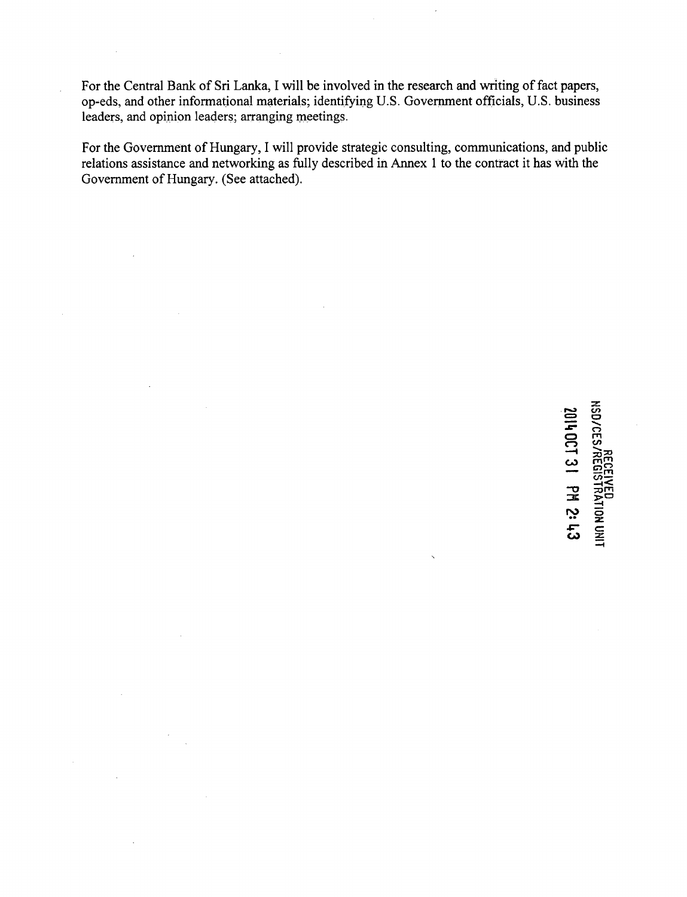For the Central Bank of Sri Lanka, I will be involved in the research and writing of fact papers, op-eds, and other informational materials; identifying U.S. Government officials, U.S. business leaders, and opinion leaders; arranging meetings.

For the Government of Hungary, I will provide strategic consulting, communications, and public relations assistance and networking as fully described in Annex 1 to the contract it has with the Government of Hungary. (See attached).

RECEIVED
NSD/CES/REGISTRATION UNIT
2014 OCT 31 PM 2:43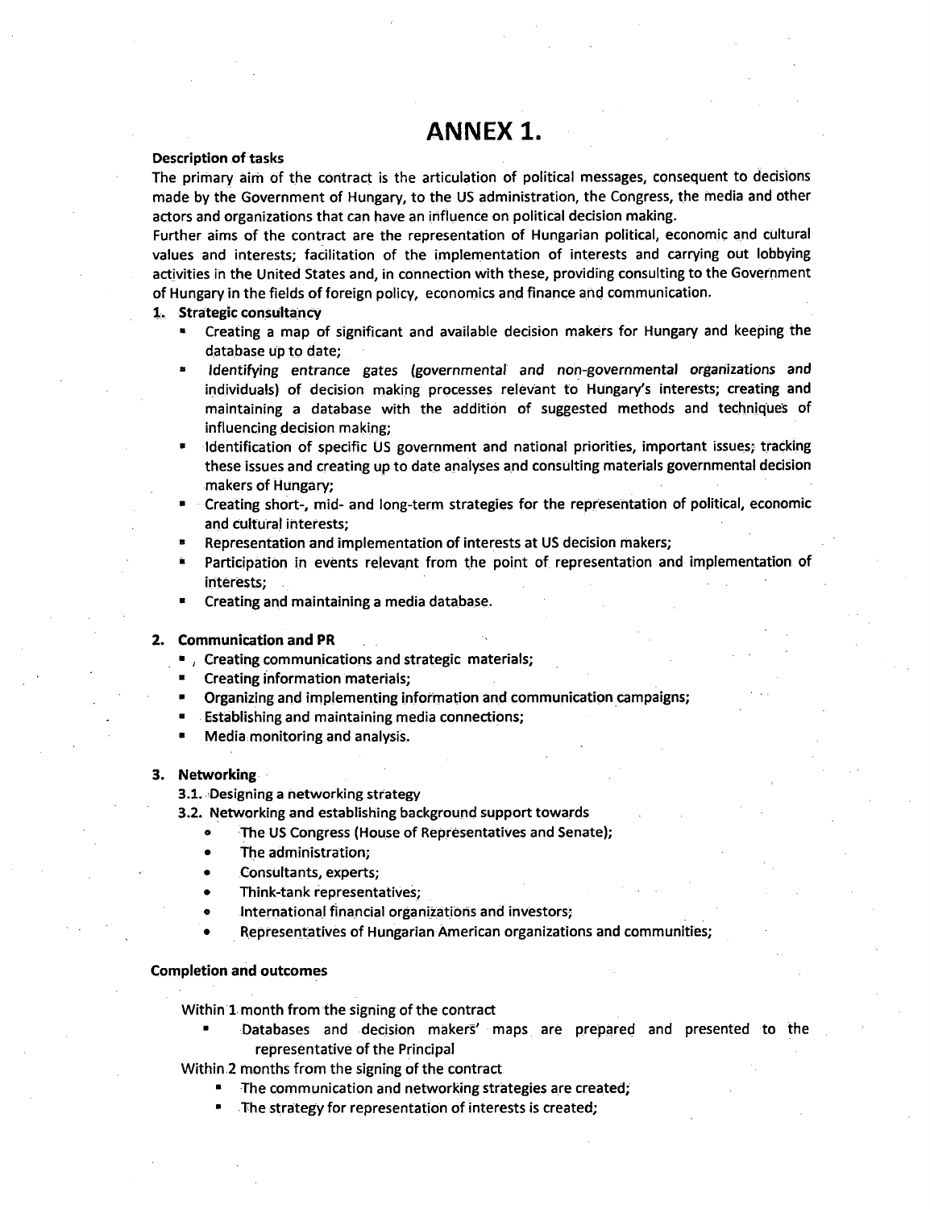# ANNEX 1.

**Description of tasks**

The primary aim of the contract is the articulation of political messages, consequent to decisions made by the Government of Hungary, to the US administration, the Congress, the media and other actors and organizations that can have an influence on political decision making.

Further aims of the contract are the representation of Hungarian political, economic and cultural values and interests; facilitation of the implementation of interests and carrying out lobbying activities in the United States and, in connection with these, providing consulting to the Government of Hungary in the fields of foreign policy, economics and finance and communication.

1. **Strategic consultancy**
   - Creating a map of significant and available decision makers for Hungary and keeping the database up to date;
   - Identifying entrance gates (governmental and non-governmental organizations and individuals) of decision making processes relevant to Hungary's interests; creating and maintaining a database with the addition of suggested methods and techniques of influencing decision making;
   - Identification of specific US government and national priorities, important issues; tracking these issues and creating up to date analyses and consulting materials governmental decision makers of Hungary;
   - Creating short-, mid- and long-term strategies for the representation of political, economic and cultural interests;
   - Representation and implementation of interests at US decision makers;
   - Participation in events relevant from the point of representation and implementation of interests;
   - Creating and maintaining a media database.

2. **Communication and PR**
   - Creating communications and strategic materials;
   - Creating information materials;
   - Organizing and implementing information and communication campaigns;
   - Establishing and maintaining media connections;
   - Media monitoring and analysis.

3. **Networking**

   3.1. Designing a networking strategy

   3.2. Networking and establishing background support towards
   - The US Congress (House of Representatives and Senate);
   - The administration;
   - Consultants, experts;
   - Think-tank representatives;
   - International financial organizations and investors;
   - Representatives of Hungarian American organizations and communities;

**Completion and outcomes**

Within 1 month from the signing of the contract
- Databases and decision makers' maps are prepared and presented to the representative of the Principal

Within 2 months from the signing of the contract
- The communication and networking strategies are created;
- The strategy for representation of interests is created;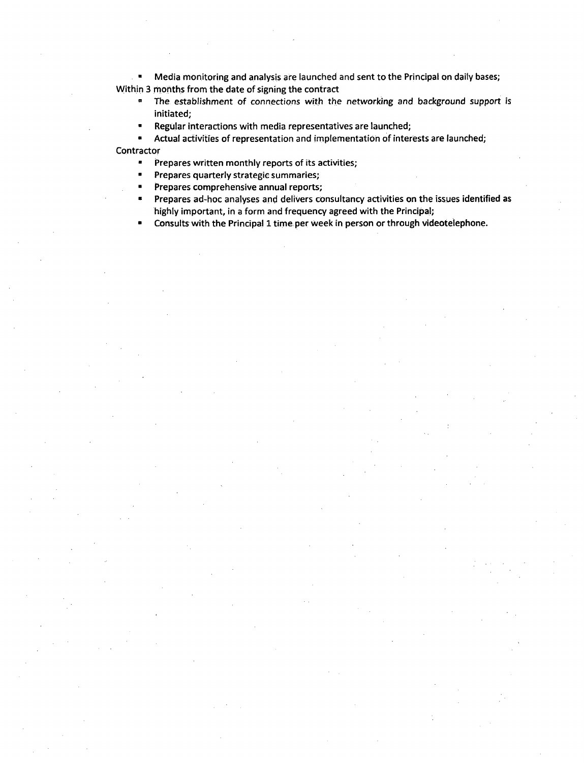- Media monitoring and analysis are launched and sent to the Principal on daily bases;

Within 3 months from the date of signing the contract

- The establishment of connections with the networking and background support is initiated;
- Regular interactions with media representatives are launched;
- Actual activities of representation and implementation of interests are launched;

Contractor

- Prepares written monthly reports of its activities;
- Prepares quarterly strategic summaries;
- Prepares comprehensive annual reports;
- Prepares ad-hoc analyses and delivers consultancy activities on the issues identified as highly important, in a form and frequency agreed with the Principal;
- Consults with the Principal 1 time per week in person or through videotelephone.